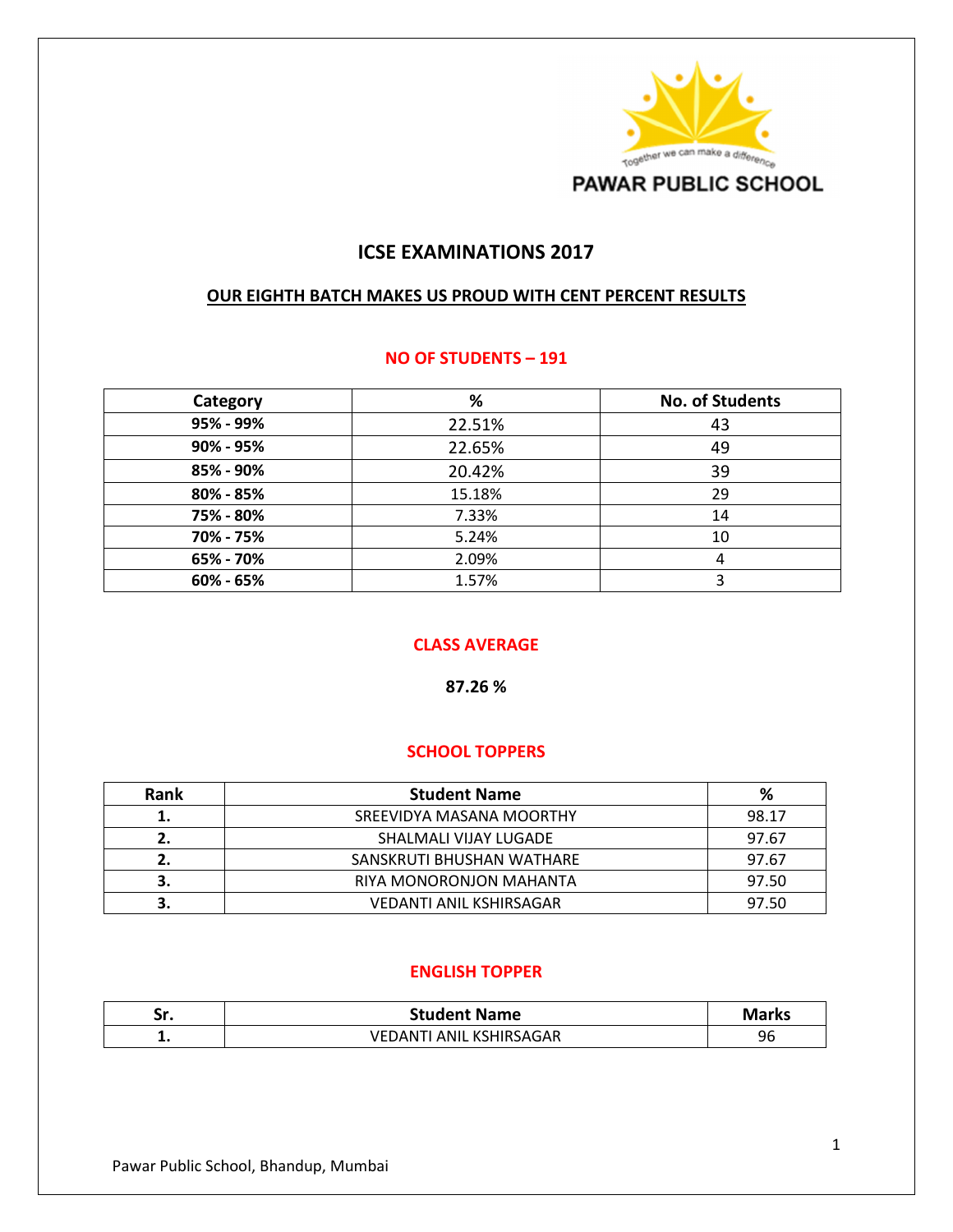PAWAR PUBLIC SCHOOL

Together we can make a difference

# ICSE EXAMINATIONS 2017

## OUR EIGHTH BATCH MAKES US PROUD WITH CENT PERCENT RESULTS

### NO OF STUDENTS – 191

| Category | % | No. of Students |
|---|---|---|
| **95% - 99%** | 22.51% | 43 |
| **90% - 95%** | 22.65% | 49 |
| **85% - 90%** | 20.42% | 39 |
| **80% - 85%** | 15.18% | 29 |
| **75% - 80%** | 7.33% | 14 |
| **70% - 75%** | 5.24% | 10 |
| **65% - 70%** | 2.09% | 4 |
| **60% - 65%** | 1.57% | 3 |

### CLASS AVERAGE

**87.26 %**

### SCHOOL TOPPERS

| Rank | Student Name | % |
|---|---|---|
| **1.** | SREEVIDYA MASANA MOORTHY | 98.17 |
| **2.** | SHALMALI VIJAY LUGADE | 97.67 |
| **2.** | SANSKRUTI BHUSHAN WATHARE | 97.67 |
| **3.** | RIYA MONORONJON MAHANTA | 97.50 |
| **3.** | VEDANTI ANIL KSHIRSAGAR | 97.50 |

### ENGLISH TOPPER

| Sr. | Student Name | Marks |
|---|---|---|
| **1.** | VEDANTI ANIL KSHIRSAGAR | 96 |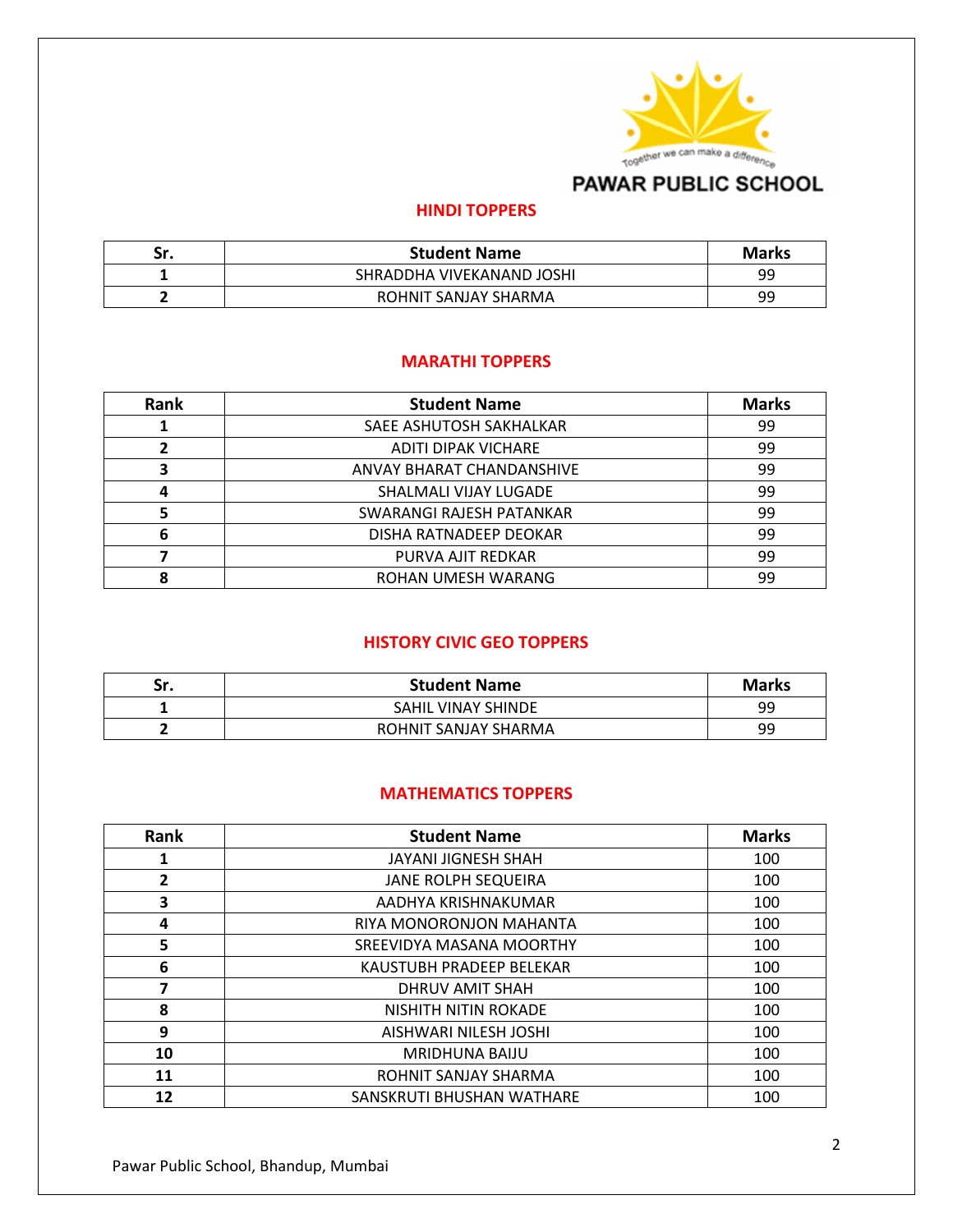PAWAR PUBLIC SCHOOL

Together we can make a difference

## HINDI TOPPERS

| Sr. | Student Name | Marks |
|---|---|---|
| 1 | SHRADDHA VIVEKANAND JOSHI | 99 |
| 2 | ROHNIT SANJAY SHARMA | 99 |

## MARATHI TOPPERS

| Rank | Student Name | Marks |
|---|---|---|
| 1 | SAEE ASHUTOSH SAKHALKAR | 99 |
| 2 | ADITI DIPAK VICHARE | 99 |
| 3 | ANVAY BHARAT CHANDANSHIVE | 99 |
| 4 | SHALMALI VIJAY LUGADE | 99 |
| 5 | SWARANGI RAJESH PATANKAR | 99 |
| 6 | DISHA RATNADEEP DEOKAR | 99 |
| 7 | PURVA AJIT REDKAR | 99 |
| 8 | ROHAN UMESH WARANG | 99 |

## HISTORY CIVIC GEO TOPPERS

| Sr. | Student Name | Marks |
|---|---|---|
| 1 | SAHIL VINAY SHINDE | 99 |
| 2 | ROHNIT SANJAY SHARMA | 99 |

## MATHEMATICS TOPPERS

| Rank | Student Name | Marks |
|---|---|---|
| 1 | JAYANI JIGNESH SHAH | 100 |
| 2 | JANE ROLPH SEQUEIRA | 100 |
| 3 | AADHYA KRISHNAKUMAR | 100 |
| 4 | RIYA MONORONJON MAHANTA | 100 |
| 5 | SREEVIDYA MASANA MOORTHY | 100 |
| 6 | KAUSTUBH PRADEEP BELEKAR | 100 |
| 7 | DHRUV AMIT SHAH | 100 |
| 8 | NISHITH NITIN ROKADE | 100 |
| 9 | AISHWARI NILESH JOSHI | 100 |
| 10 | MRIDHUNA BAIJU | 100 |
| 11 | ROHNIT SANJAY SHARMA | 100 |
| 12 | SANSKRUTI BHUSHAN WATHARE | 100 |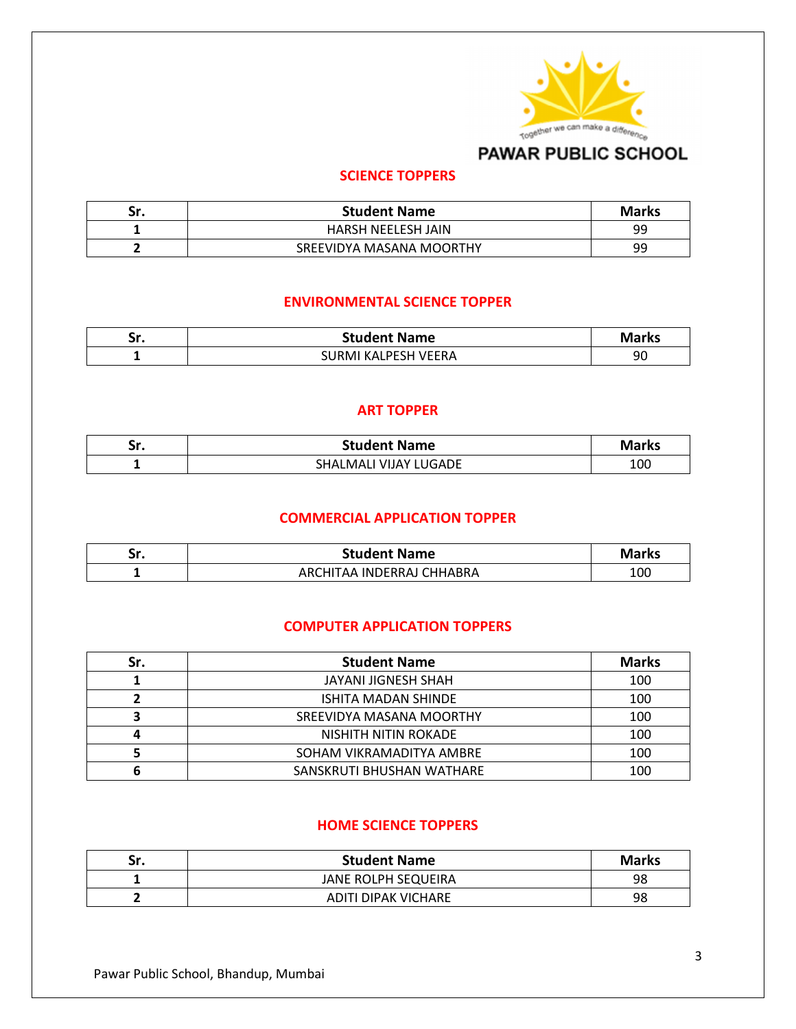PAWAR PUBLIC SCHOOL

## SCIENCE TOPPERS

| Sr. | Student Name | Marks |
|---|---|---|
| 1 | HARSH NEELESH JAIN | 99 |
| 2 | SREEVIDYA MASANA MOORTHY | 99 |

## ENVIRONMENTAL SCIENCE TOPPER

| Sr. | Student Name | Marks |
|---|---|---|
| 1 | SURMI KALPESH VEERA | 90 |

## ART TOPPER

| Sr. | Student Name | Marks |
|---|---|---|
| 1 | SHALMALI VIJAY LUGADE | 100 |

## COMMERCIAL APPLICATION TOPPER

| Sr. | Student Name | Marks |
|---|---|---|
| 1 | ARCHITAA INDERRAJ CHHABRA | 100 |

## COMPUTER APPLICATION TOPPERS

| Sr. | Student Name | Marks |
|---|---|---|
| 1 | JAYANI JIGNESH SHAH | 100 |
| 2 | ISHITA MADAN SHINDE | 100 |
| 3 | SREEVIDYA MASANA MOORTHY | 100 |
| 4 | NISHITH NITIN ROKADE | 100 |
| 5 | SOHAM VIKRAMADITYA AMBRE | 100 |
| 6 | SANSKRUTI BHUSHAN WATHARE | 100 |

## HOME SCIENCE TOPPERS

| Sr. | Student Name | Marks |
|---|---|---|
| 1 | JANE ROLPH SEQUEIRA | 98 |
| 2 | ADITI DIPAK VICHARE | 98 |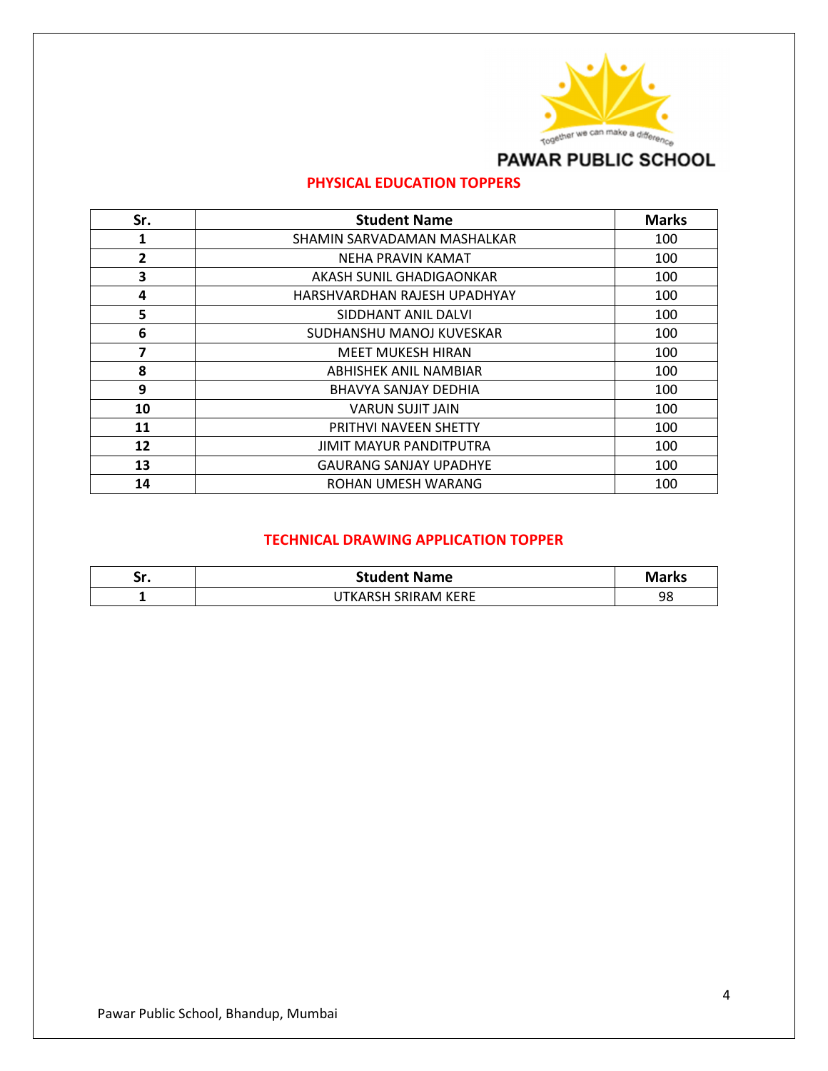PAWAR PUBLIC SCHOOL

Together we can make a difference

## PHYSICAL EDUCATION TOPPERS

| Sr. | Student Name | Marks |
|---|---|---|
| 1 | SHAMIN SARVADAMAN MASHALKAR | 100 |
| 2 | NEHA PRAVIN KAMAT | 100 |
| 3 | AKASH SUNIL GHADIGAONKAR | 100 |
| 4 | HARSHVARDHAN RAJESH UPADHYAY | 100 |
| 5 | SIDDHANT ANIL DALVI | 100 |
| 6 | SUDHANSHU MANOJ KUVESKAR | 100 |
| 7 | MEET MUKESH HIRAN | 100 |
| 8 | ABHISHEK ANIL NAMBIAR | 100 |
| 9 | BHAVYA SANJAY DEDHIA | 100 |
| 10 | VARUN SUJIT JAIN | 100 |
| 11 | PRITHVI NAVEEN SHETTY | 100 |
| 12 | JIMIT MAYUR PANDITPUTRA | 100 |
| 13 | GAURANG SANJAY UPADHYE | 100 |
| 14 | ROHAN UMESH WARANG | 100 |

## TECHNICAL DRAWING APPLICATION TOPPER

| Sr. | Student Name | Marks |
|---|---|---|
| 1 | UTKARSH SRIRAM KERE | 98 |